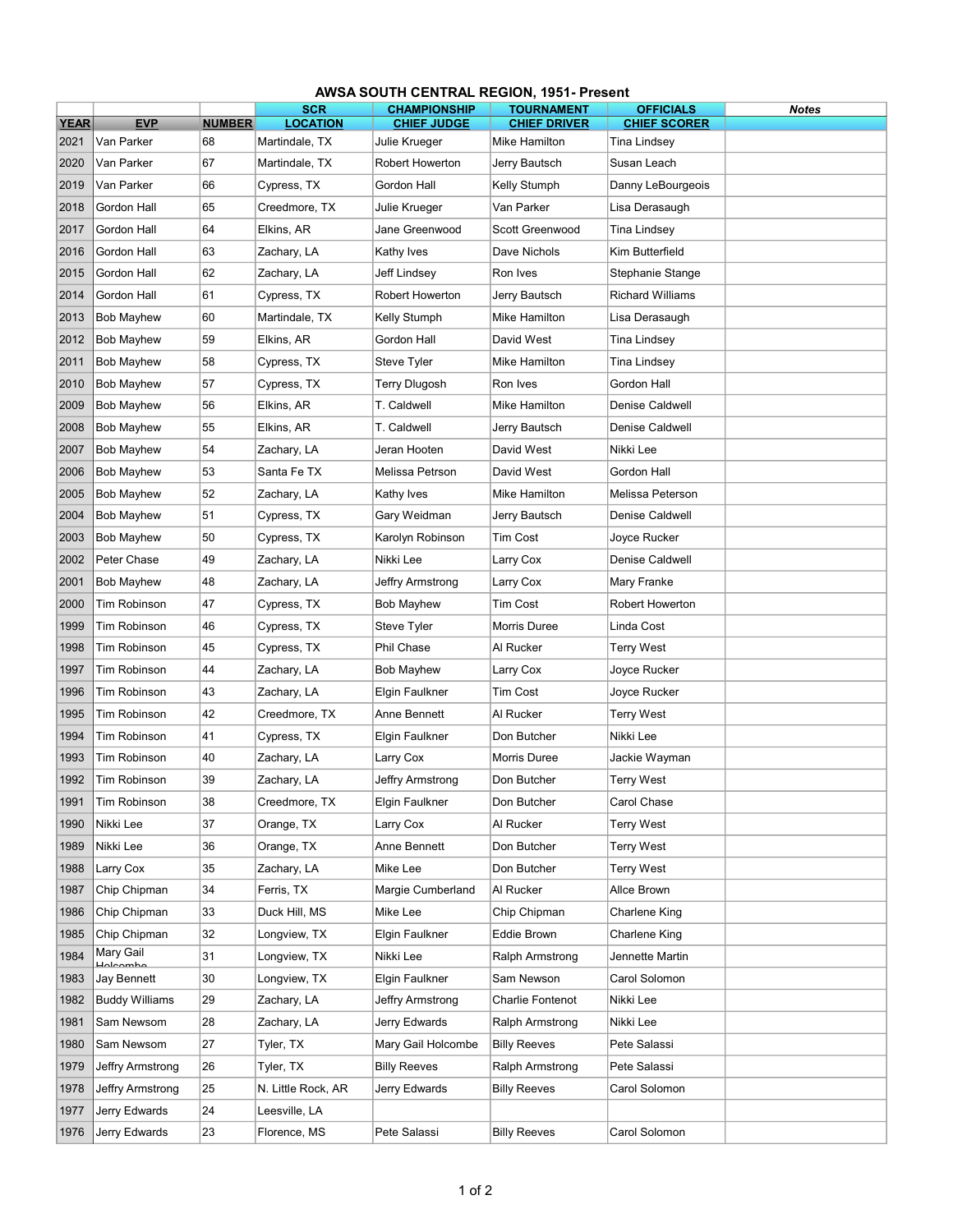# AWSA SOUTH CENTRAL REGION, 1951- Present

| | | | SCR | CHAMPIONSHIP | TOURNAMENT | OFFICIALS | *Notes* |
|---|---|---|---|---|---|---|---|
| **YEAR** | **EVP** | **NUMBER** | **LOCATION** | **CHIEF JUDGE** | **CHIEF DRIVER** | **CHIEF SCORER** | |
| 2021 | Van Parker | 68 | Martindale, TX | Julie Krueger | Mike Hamilton | Tina Lindsey | |
| 2020 | Van Parker | 67 | Martindale, TX | Robert Howerton | Jerry Bautsch | Susan Leach | |
| 2019 | Van Parker | 66 | Cypress, TX | Gordon Hall | Kelly Stumph | Danny LeBourgeois | |
| 2018 | Gordon Hall | 65 | Creedmore, TX | Julie Krueger | Van Parker | Lisa Derasaugh | |
| 2017 | Gordon Hall | 64 | Elkins, AR | Jane Greenwood | Scott Greenwood | Tina Lindsey | |
| 2016 | Gordon Hall | 63 | Zachary, LA | Kathy Ives | Dave Nichols | Kim Butterfield | |
| 2015 | Gordon Hall | 62 | Zachary, LA | Jeff Lindsey | Ron Ives | Stephanie Stange | |
| 2014 | Gordon Hall | 61 | Cypress, TX | Robert Howerton | Jerry Bautsch | Richard Williams | |
| 2013 | Bob Mayhew | 60 | Martindale, TX | Kelly Stumph | Mike Hamilton | Lisa Derasaugh | |
| 2012 | Bob Mayhew | 59 | Elkins, AR | Gordon Hall | David West | Tina Lindsey | |
| 2011 | Bob Mayhew | 58 | Cypress, TX | Steve Tyler | Mike Hamilton | Tina Lindsey | |
| 2010 | Bob Mayhew | 57 | Cypress, TX | Terry Dlugosh | Ron Ives | Gordon Hall | |
| 2009 | Bob Mayhew | 56 | Elkins, AR | T. Caldwell | Mike Hamilton | Denise Caldwell | |
| 2008 | Bob Mayhew | 55 | Elkins, AR | T. Caldwell | Jerry Bautsch | Denise Caldwell | |
| 2007 | Bob Mayhew | 54 | Zachary, LA | Jeran Hooten | David West | Nikki Lee | |
| 2006 | Bob Mayhew | 53 | Santa Fe TX | Melissa Petrson | David West | Gordon Hall | |
| 2005 | Bob Mayhew | 52 | Zachary, LA | Kathy Ives | Mike Hamilton | Melissa Peterson | |
| 2004 | Bob Mayhew | 51 | Cypress, TX | Gary Weidman | Jerry Bautsch | Denise Caldwell | |
| 2003 | Bob Mayhew | 50 | Cypress, TX | Karolyn Robinson | Tim Cost | Joyce Rucker | |
| 2002 | Peter Chase | 49 | Zachary, LA | Nikki Lee | Larry Cox | Denise Caldwell | |
| 2001 | Bob Mayhew | 48 | Zachary, LA | Jeffry Armstrong | Larry Cox | Mary Franke | |
| 2000 | Tim Robinson | 47 | Cypress, TX | Bob Mayhew | Tim Cost | Robert Howerton | |
| 1999 | Tim Robinson | 46 | Cypress, TX | Steve Tyler | Morris Duree | Linda Cost | |
| 1998 | Tim Robinson | 45 | Cypress, TX | Phil Chase | Al Rucker | Terry West | |
| 1997 | Tim Robinson | 44 | Zachary, LA | Bob Mayhew | Larry Cox | Joyce Rucker | |
| 1996 | Tim Robinson | 43 | Zachary, LA | Elgin Faulkner | Tim Cost | Joyce Rucker | |
| 1995 | Tim Robinson | 42 | Creedmore, TX | Anne Bennett | Al Rucker | Terry West | |
| 1994 | Tim Robinson | 41 | Cypress, TX | Elgin Faulkner | Don Butcher | Nikki Lee | |
| 1993 | Tim Robinson | 40 | Zachary, LA | Larry Cox | Morris Duree | Jackie Wayman | |
| 1992 | Tim Robinson | 39 | Zachary, LA | Jeffry Armstrong | Don Butcher | Terry West | |
| 1991 | Tim Robinson | 38 | Creedmore, TX | Elgin Faulkner | Don Butcher | Carol Chase | |
| 1990 | Nikki Lee | 37 | Orange, TX | Larry Cox | Al Rucker | Terry West | |
| 1989 | Nikki Lee | 36 | Orange, TX | Anne Bennett | Don Butcher | Terry West | |
| 1988 | Larry Cox | 35 | Zachary, LA | Mike Lee | Don Butcher | Terry West | |
| 1987 | Chip Chipman | 34 | Ferris, TX | Margie Cumberland | Al Rucker | Allce Brown | |
| 1986 | Chip Chipman | 33 | Duck Hill, MS | Mike Lee | Chip Chipman | Charlene King | |
| 1985 | Chip Chipman | 32 | Longview, TX | Elgin Faulkner | Eddie Brown | Charlene King | |
| 1984 | Mary Gail Holcombe | 31 | Longview, TX | Nikki Lee | Ralph Armstrong | Jennette Martin | |
| 1983 | Jay Bennett | 30 | Longview, TX | Elgin Faulkner | Sam Newson | Carol Solomon | |
| 1982 | Buddy Williams | 29 | Zachary, LA | Jeffry Armstrong | Charlie Fontenot | Nikki Lee | |
| 1981 | Sam Newsom | 28 | Zachary, LA | Jerry Edwards | Ralph Armstrong | Nikki Lee | |
| 1980 | Sam Newsom | 27 | Tyler, TX | Mary Gail Holcombe | Billy Reeves | Pete Salassi | |
| 1979 | Jeffry Armstrong | 26 | Tyler, TX | Billy Reeves | Ralph Armstrong | Pete Salassi | |
| 1978 | Jeffry Armstrong | 25 | N. Little Rock, AR | Jerry Edwards | Billy Reeves | Carol Solomon | |
| 1977 | Jerry Edwards | 24 | Leesville, LA | | | | |
| 1976 | Jerry Edwards | 23 | Florence, MS | Pete Salassi | Billy Reeves | Carol Solomon | |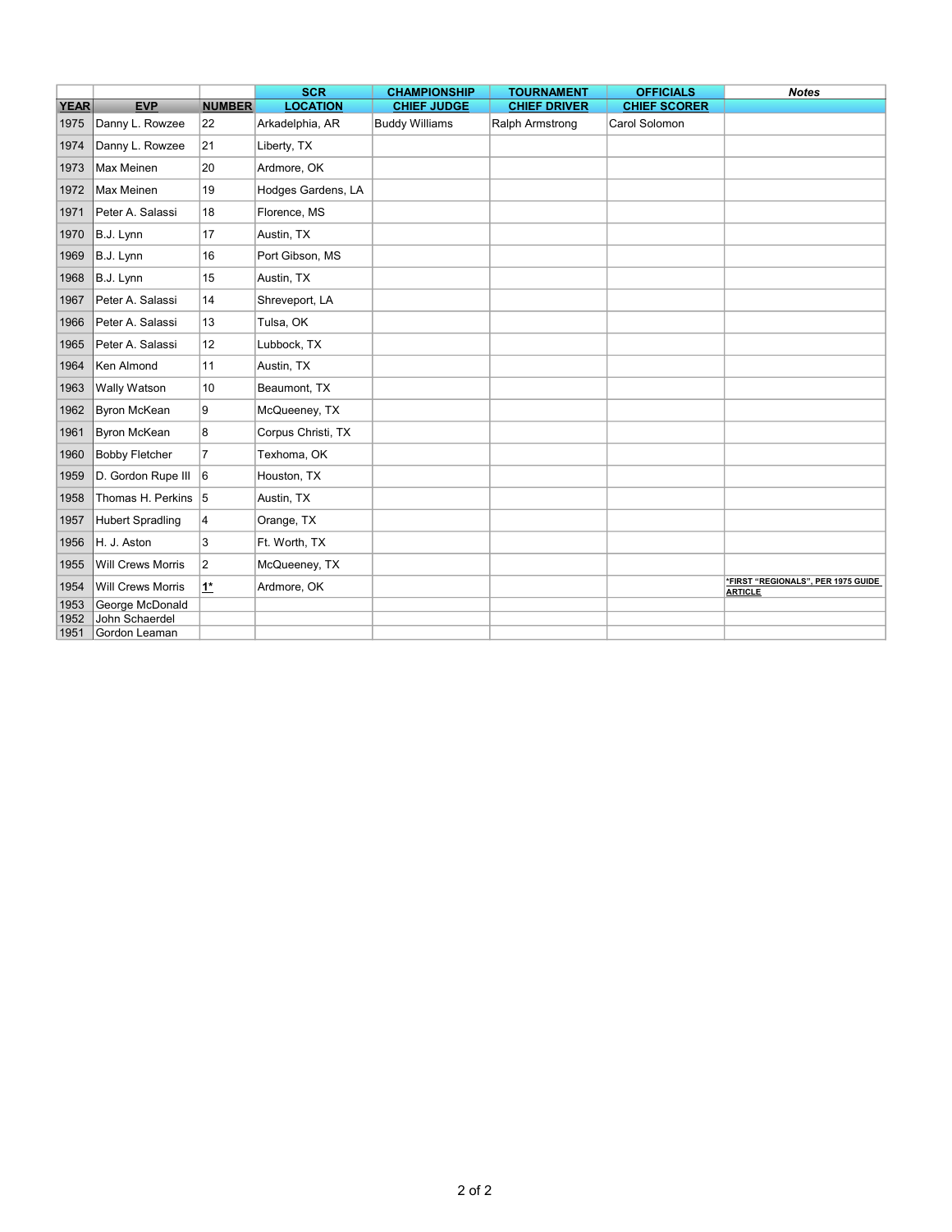| | | | SCR | CHAMPIONSHIP | TOURNAMENT | OFFICIALS | *Notes* |
|---|---|---|---|---|---|---|---|
| **YEAR** | **EVP** | **NUMBER** | **LOCATION** | **CHIEF JUDGE** | **CHIEF DRIVER** | **CHIEF SCORER** | |
| 1975 | Danny L. Rowzee | 22 | Arkadelphia, AR | Buddy Williams | Ralph Armstrong | Carol Solomon | |
| 1974 | Danny L. Rowzee | 21 | Liberty, TX | | | | |
| 1973 | Max Meinen | 20 | Ardmore, OK | | | | |
| 1972 | Max Meinen | 19 | Hodges Gardens, LA | | | | |
| 1971 | Peter A. Salassi | 18 | Florence, MS | | | | |
| 1970 | B.J. Lynn | 17 | Austin, TX | | | | |
| 1969 | B.J. Lynn | 16 | Port Gibson, MS | | | | |
| 1968 | B.J. Lynn | 15 | Austin, TX | | | | |
| 1967 | Peter A. Salassi | 14 | Shreveport, LA | | | | |
| 1966 | Peter A. Salassi | 13 | Tulsa, OK | | | | |
| 1965 | Peter A. Salassi | 12 | Lubbock, TX | | | | |
| 1964 | Ken Almond | 11 | Austin, TX | | | | |
| 1963 | Wally Watson | 10 | Beaumont, TX | | | | |
| 1962 | Byron McKean | 9 | McQueeney, TX | | | | |
| 1961 | Byron McKean | 8 | Corpus Christi, TX | | | | |
| 1960 | Bobby Fletcher | 7 | Texhoma, OK | | | | |
| 1959 | D. Gordon Rupe III | 6 | Houston, TX | | | | |
| 1958 | Thomas H. Perkins | 5 | Austin, TX | | | | |
| 1957 | Hubert Spradling | 4 | Orange, TX | | | | |
| 1956 | H. J. Aston | 3 | Ft. Worth, TX | | | | |
| 1955 | Will Crews Morris | 2 | McQueeney, TX | | | | |
| 1954 | Will Crews Morris | **1*** | Ardmore, OK | | | | ***FIRST "REGIONALS", PER 1975 GUIDE ARTICLE** |
| 1953 | George McDonald | | | | | | |
| 1952 | John Schaerdel | | | | | | |
| 1951 | Gordon Leaman | | | | | | |